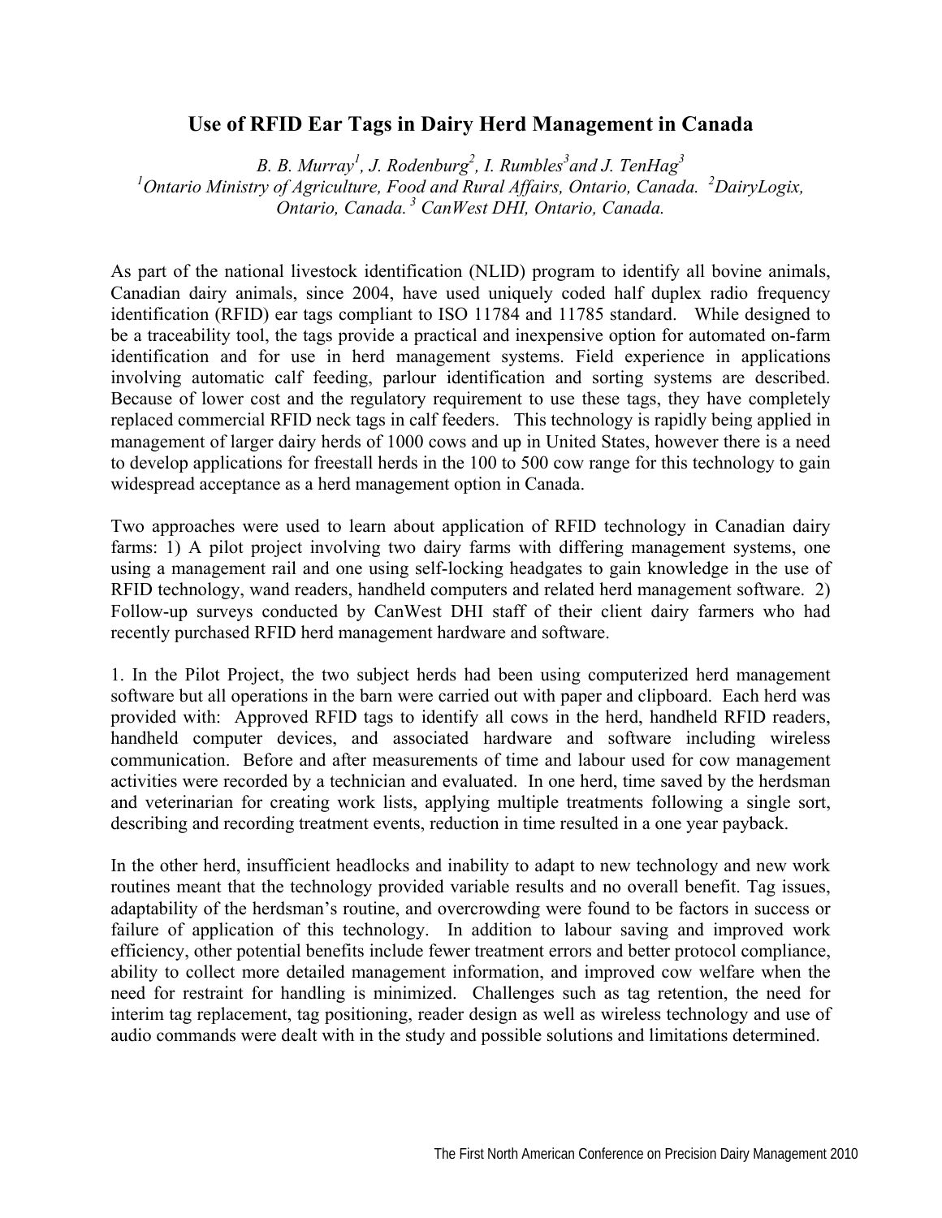# Use of RFID Ear Tags in Dairy Herd Management in Canada

*B. B. Murray[1], J. Rodenburg[2], I. Rumbles[3] and J. TenHag[3]*
*[1]Ontario Ministry of Agriculture, Food and Rural Affairs, Ontario, Canada. [2]DairyLogix, Ontario, Canada. [3] CanWest DHI, Ontario, Canada.*

As part of the national livestock identification (NLID) program to identify all bovine animals, Canadian dairy animals, since 2004, have used uniquely coded half duplex radio frequency identification (RFID) ear tags compliant to ISO 11784 and 11785 standard. While designed to be a traceability tool, the tags provide a practical and inexpensive option for automated on-farm identification and for use in herd management systems. Field experience in applications involving automatic calf feeding, parlour identification and sorting systems are described. Because of lower cost and the regulatory requirement to use these tags, they have completely replaced commercial RFID neck tags in calf feeders. This technology is rapidly being applied in management of larger dairy herds of 1000 cows and up in United States, however there is a need to develop applications for freestall herds in the 100 to 500 cow range for this technology to gain widespread acceptance as a herd management option in Canada.

Two approaches were used to learn about application of RFID technology in Canadian dairy farms: 1) A pilot project involving two dairy farms with differing management systems, one using a management rail and one using self-locking headgates to gain knowledge in the use of RFID technology, wand readers, handheld computers and related herd management software. 2) Follow-up surveys conducted by CanWest DHI staff of their client dairy farmers who had recently purchased RFID herd management hardware and software.

1. In the Pilot Project, the two subject herds had been using computerized herd management software but all operations in the barn were carried out with paper and clipboard. Each herd was provided with: Approved RFID tags to identify all cows in the herd, handheld RFID readers, handheld computer devices, and associated hardware and software including wireless communication. Before and after measurements of time and labour used for cow management activities were recorded by a technician and evaluated. In one herd, time saved by the herdsman and veterinarian for creating work lists, applying multiple treatments following a single sort, describing and recording treatment events, reduction in time resulted in a one year payback.

In the other herd, insufficient headlocks and inability to adapt to new technology and new work routines meant that the technology provided variable results and no overall benefit. Tag issues, adaptability of the herdsman's routine, and overcrowding were found to be factors in success or failure of application of this technology. In addition to labour saving and improved work efficiency, other potential benefits include fewer treatment errors and better protocol compliance, ability to collect more detailed management information, and improved cow welfare when the need for restraint for handling is minimized. Challenges such as tag retention, the need for interim tag replacement, tag positioning, reader design as well as wireless technology and use of audio commands were dealt with in the study and possible solutions and limitations determined.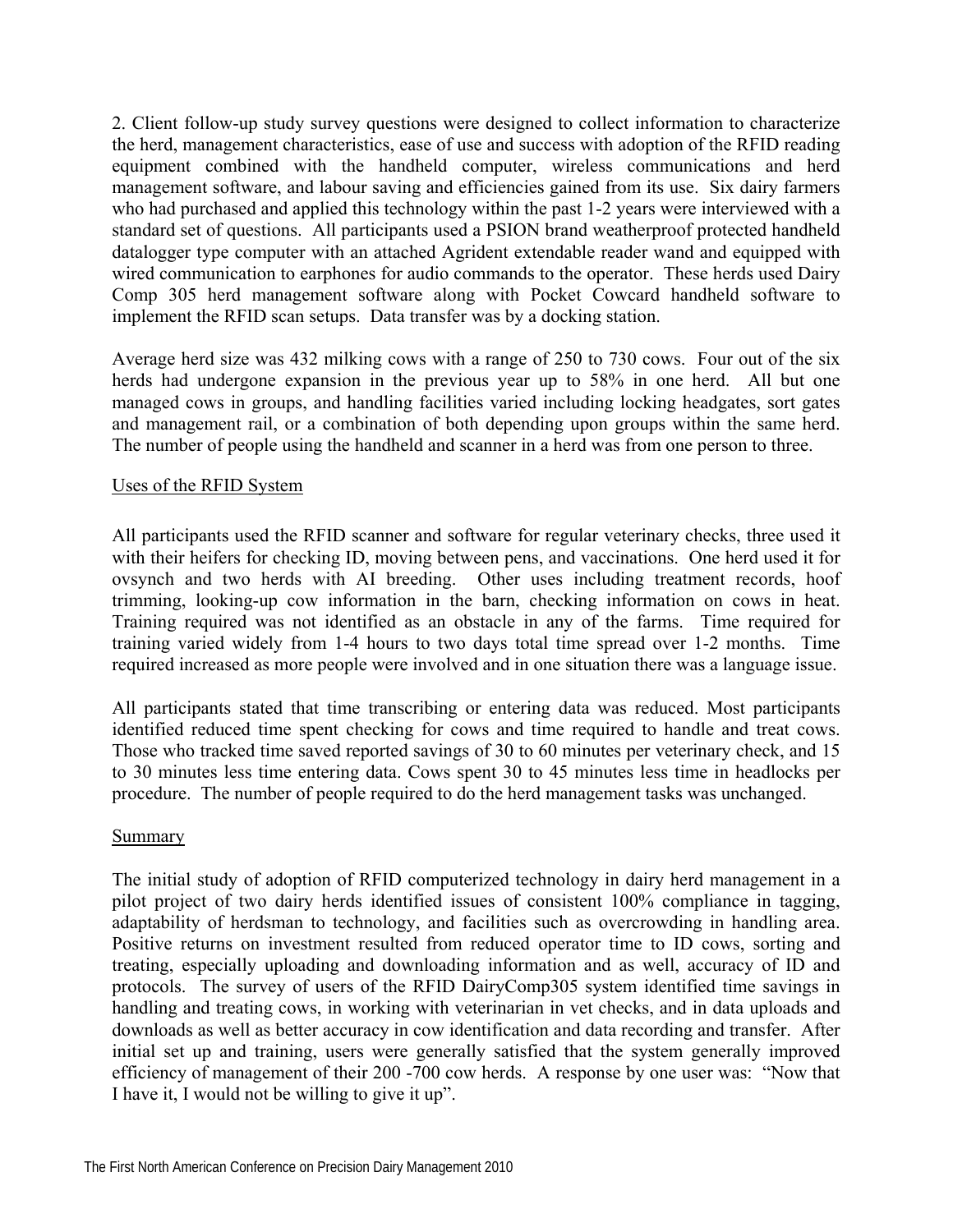2. Client follow-up study survey questions were designed to collect information to characterize the herd, management characteristics, ease of use and success with adoption of the RFID reading equipment combined with the handheld computer, wireless communications and herd management software, and labour saving and efficiencies gained from its use. Six dairy farmers who had purchased and applied this technology within the past 1-2 years were interviewed with a standard set of questions. All participants used a PSION brand weatherproof protected handheld datalogger type computer with an attached Agrident extendable reader wand and equipped with wired communication to earphones for audio commands to the operator. These herds used Dairy Comp 305 herd management software along with Pocket Cowcard handheld software to implement the RFID scan setups. Data transfer was by a docking station.

Average herd size was 432 milking cows with a range of 250 to 730 cows. Four out of the six herds had undergone expansion in the previous year up to 58% in one herd. All but one managed cows in groups, and handling facilities varied including locking headgates, sort gates and management rail, or a combination of both depending upon groups within the same herd. The number of people using the handheld and scanner in a herd was from one person to three.

Uses of the RFID System

All participants used the RFID scanner and software for regular veterinary checks, three used it with their heifers for checking ID, moving between pens, and vaccinations. One herd used it for ovsynch and two herds with AI breeding. Other uses including treatment records, hoof trimming, looking-up cow information in the barn, checking information on cows in heat. Training required was not identified as an obstacle in any of the farms. Time required for training varied widely from 1-4 hours to two days total time spread over 1-2 months. Time required increased as more people were involved and in one situation there was a language issue.

All participants stated that time transcribing or entering data was reduced. Most participants identified reduced time spent checking for cows and time required to handle and treat cows. Those who tracked time saved reported savings of 30 to 60 minutes per veterinary check, and 15 to 30 minutes less time entering data. Cows spent 30 to 45 minutes less time in headlocks per procedure. The number of people required to do the herd management tasks was unchanged.

Summary

The initial study of adoption of RFID computerized technology in dairy herd management in a pilot project of two dairy herds identified issues of consistent 100% compliance in tagging, adaptability of herdsman to technology, and facilities such as overcrowding in handling area. Positive returns on investment resulted from reduced operator time to ID cows, sorting and treating, especially uploading and downloading information and as well, accuracy of ID and protocols. The survey of users of the RFID DairyComp305 system identified time savings in handling and treating cows, in working with veterinarian in vet checks, and in data uploads and downloads as well as better accuracy in cow identification and data recording and transfer. After initial set up and training, users were generally satisfied that the system generally improved efficiency of management of their 200 -700 cow herds. A response by one user was: "Now that I have it, I would not be willing to give it up".